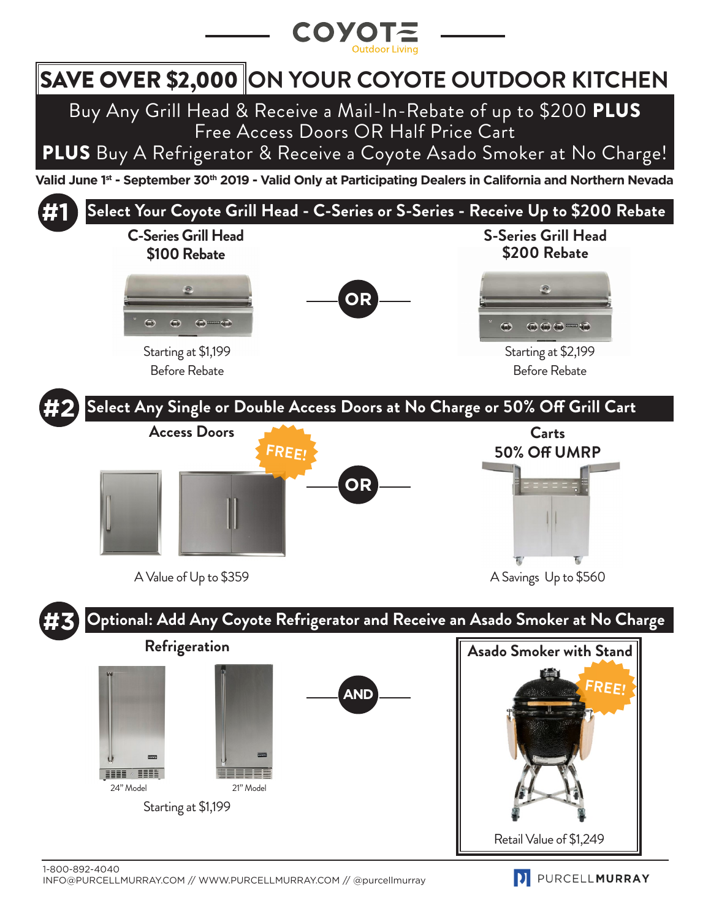COYOTE
Outdoor Living

# SAVE OVER $2,000 ON YOUR COYOTE OUTDOOR KITCHEN

Buy Any Grill Head & Receive a Mail-In-Rebate of up to $200 **PLUS** Free Access Doors OR Half Price Cart

**PLUS** Buy A Refrigerator & Receive a Coyote Asado Smoker at No Charge!

**Valid June 1st - September 30th 2019 - Valid Only at Participating Dealers in California and Northern Nevada**

## #1 Select Your Coyote Grill Head - C-Series or S-Series - Receive Up to $200 Rebate

**C-Series Grill Head**
**$100 Rebate**

Starting at $1,199
Before Rebate

**OR**

**S-Series Grill Head**
**$200 Rebate**

Starting at $2,199
Before Rebate

## #2 Select Any Single or Double Access Doors at No Charge or 50% Off Grill Cart

**Access Doors**

FREE!

A Value of Up to $359

**OR**

**Carts**
**50% Off UMRP**

A Savings Up to $560

## #3 Optional: Add Any Coyote Refrigerator and Receive an Asado Smoker at No Charge

**Refrigeration**

24" Model

21" Model

Starting at $1,199

**AND**

**Asado Smoker with Stand**

FREE!

Retail Value of $1,249

1-800-892-4040
INFO@PURCELLMURRAY.COM // WWW.PURCELLMURRAY.COM // @purcellmurray

PURCELL**MURRAY**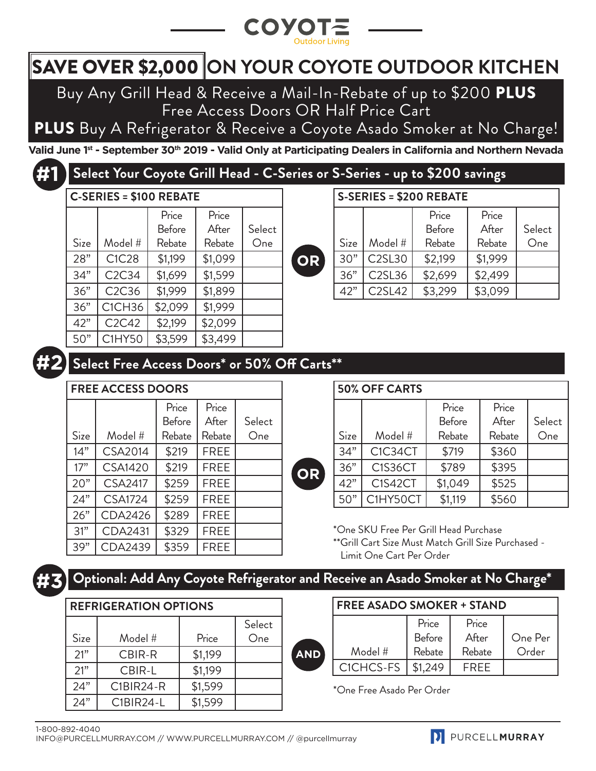COYOTE Outdoor Living

# SAVE OVER $2,000 ON YOUR COYOTE OUTDOOR KITCHEN

Buy Any Grill Head & Receive a Mail-In-Rebate of up to $200 **PLUS** Free Access Doors OR Half Price Cart

**PLUS** Buy A Refrigerator & Receive a Coyote Asado Smoker at No Charge!

**Valid June 1st - September 30th 2019 - Valid Only at Participating Dealers in California and Northern Nevada**

## #1 Select Your Coyote Grill Head - C-Series or S-Series - up to $200 savings

**C-SERIES = $100 REBATE**

| Size | Model # | Price Before Rebate | Price After Rebate | Select One |
|---|---|---|---|---|
| 28" | C1C28 | $1,199 | $1,099 | |
| 34" | C2C34 | $1,699 | $1,599 | |
| 36" | C2C36 | $1,999 | $1,899 | |
| 36" | C1CH36 | $2,099 | $1,999 | |
| 42" | C2C42 | $2,199 | $2,099 | |
| 50" | C1HY50 | $3,599 | $3,499 | |

**OR**

**S-SERIES = $200 REBATE**

| Size | Model # | Price Before Rebate | Price After Rebate | Select One |
|---|---|---|---|---|
| 30" | C2SL30 | $2,199 | $1,999 | |
| 36" | C2SL36 | $2,699 | $2,499 | |
| 42" | C2SL42 | $3,299 | $3,099 | |

## #2 Select Free Access Doors* or 50% Off Carts**

**FREE ACCESS DOORS**

| Size | Model # | Price Before Rebate | Price After Rebate | Select One |
|---|---|---|---|---|
| 14" | CSA2014 | $219 | FREE | |
| 17" | CSA1420 | $219 | FREE | |
| 20" | CSA2417 | $259 | FREE | |
| 24" | CSA1724 | $259 | FREE | |
| 26" | CDA2426 | $289 | FREE | |
| 31" | CDA2431 | $329 | FREE | |
| 39" | CDA2439 | $359 | FREE | |

**OR**

**50% OFF CARTS**

| Size | Model # | Price Before Rebate | Price After Rebate | Select One |
|---|---|---|---|---|
| 34" | C1C34CT | $719 | $360 | |
| 36" | C1S36CT | $789 | $395 | |
| 42" | C1S42CT | $1,049 | $525 | |
| 50" | C1HY50CT | $1,119 | $560 | |

*One SKU Free Per Grill Head Purchase

**Grill Cart Size Must Match Grill Size Purchased - Limit One Cart Per Order

## #3 Optional: Add Any Coyote Refrigerator and Receive an Asado Smoker at No Charge*

**REFRIGERATION OPTIONS**

| Size | Model # | Price | Select One |
|---|---|---|---|
| 21" | CBIR-R | $1,199 | |
| 21" | CBIR-L | $1,199 | |
| 24" | C1BIR24-R | $1,599 | |
| 24" | C1BIR24-L | $1,599 | |

**AND**

**FREE ASADO SMOKER + STAND**

| Model # | Price Before Rebate | Price After Rebate | One Per Order |
|---|---|---|---|
| C1CHCS-FS | $1,249 | FREE | |

*One Free Asado Per Order

1-800-892-4040
INFO@PURCELLMURRAY.COM // WWW.PURCELLMURRAY.COM // @purcellmurray

PURCELLMURRAY